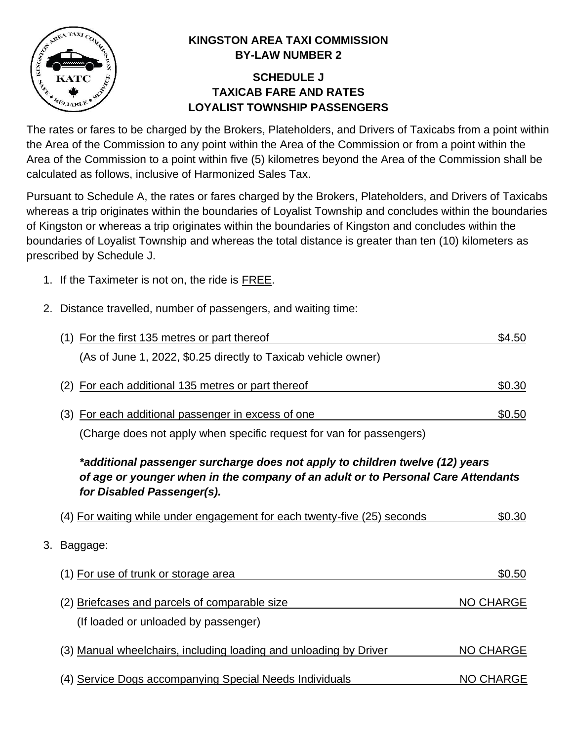# KINGSTON AREA TAXI COMMISSION
## BY-LAW NUMBER 2

### SCHEDULE J
### TAXICAB FARE AND RATES
### LOYALIST TOWNSHIP PASSENGERS

The rates or fares to be charged by the Brokers, Plateholders, and Drivers of Taxicabs from a point within the Area of the Commission to any point within the Area of the Commission or from a point within the Area of the Commission to a point within five (5) kilometres beyond the Area of the Commission shall be calculated as follows, inclusive of Harmonized Sales Tax.

Pursuant to Schedule A, the rates or fares charged by the Brokers, Plateholders, and Drivers of Taxicabs whereas a trip originates within the boundaries of Loyalist Township and concludes within the boundaries of Kingston or whereas a trip originates within the boundaries of Kingston and concludes within the boundaries of Loyalist Township and whereas the total distance is greater than ten (10) kilometers as prescribed by Schedule J.

1. If the Taximeter is not on, the ride is FREE.

2. Distance travelled, number of passengers, and waiting time:

   (1) For the first 135 metres or part thereof — $4.50
   (As of June 1, 2022, $0.25 directly to Taxicab vehicle owner)

   (2) For each additional 135 metres or part thereof — $0.30

   (3) For each additional passenger in excess of one — $0.50
   (Charge does not apply when specific request for van for passengers)

   ***additional passenger surcharge does not apply to children twelve (12) years of age or younger when in the company of an adult or to Personal Care Attendants for Disabled Passenger(s).***

   (4) For waiting while under engagement for each twenty-five (25) seconds — $0.30

3. Baggage:

   (1) For use of trunk or storage area — $0.50

   (2) Briefcases and parcels of comparable size — NO CHARGE
   (If loaded or unloaded by passenger)

   (3) Manual wheelchairs, including loading and unloading by Driver — NO CHARGE

   (4) Service Dogs accompanying Special Needs Individuals — NO CHARGE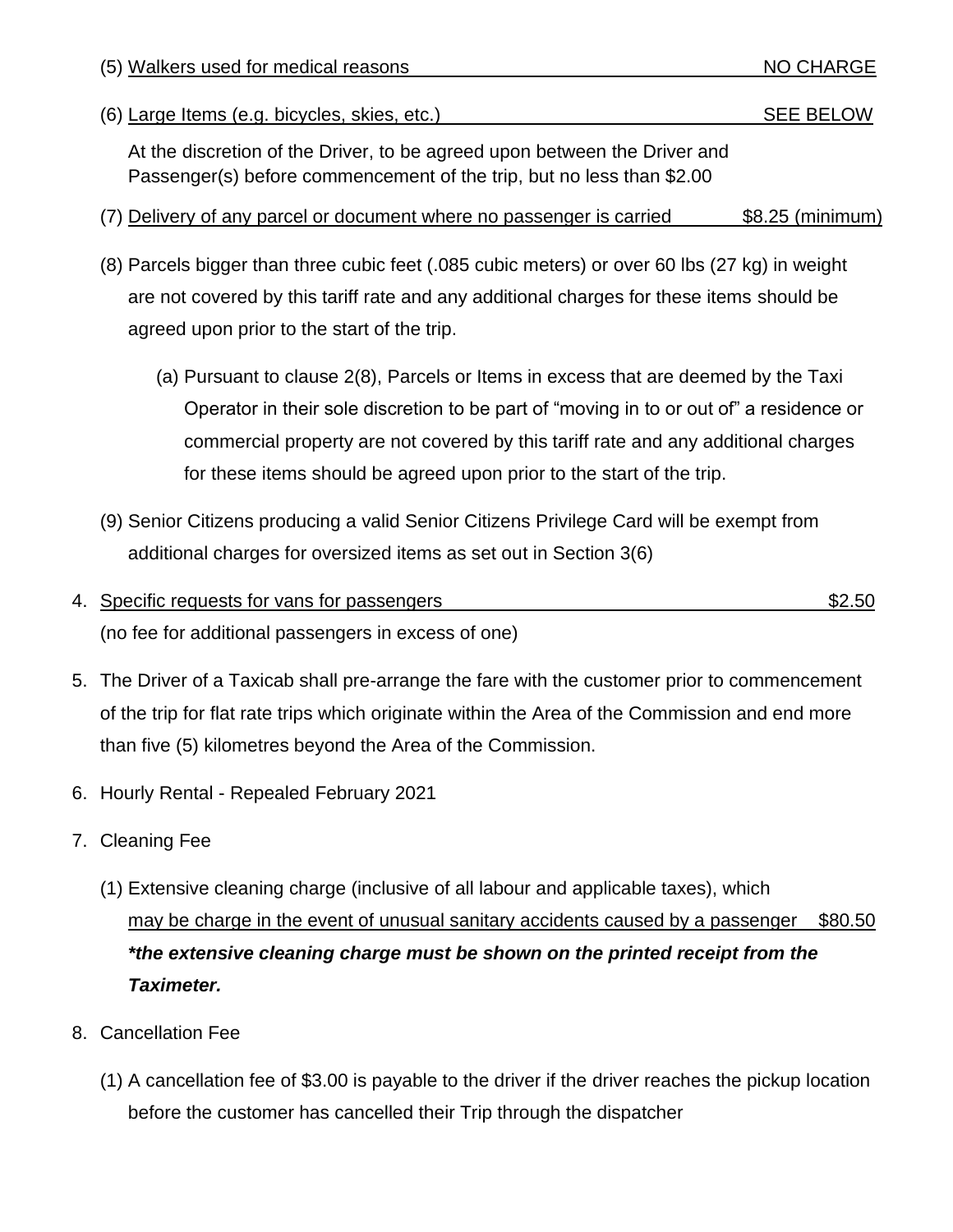(5) Walkers used for medical reasons NO CHARGE

(6) Large Items (e.g. bicycles, skies, etc.) SEE BELOW

At the discretion of the Driver, to be agreed upon between the Driver and Passenger(s) before commencement of the trip, but no less than $2.00

(7) Delivery of any parcel or document where no passenger is carried $8.25 (minimum)

(8) Parcels bigger than three cubic feet (.085 cubic meters) or over 60 lbs (27 kg) in weight are not covered by this tariff rate and any additional charges for these items should be agreed upon prior to the start of the trip.

(a) Pursuant to clause 2(8), Parcels or Items in excess that are deemed by the Taxi Operator in their sole discretion to be part of "moving in to or out of" a residence or commercial property are not covered by this tariff rate and any additional charges for these items should be agreed upon prior to the start of the trip.

(9) Senior Citizens producing a valid Senior Citizens Privilege Card will be exempt from additional charges for oversized items as set out in Section 3(6)

4. Specific requests for vans for passengers $2.50
   (no fee for additional passengers in excess of one)

5. The Driver of a Taxicab shall pre-arrange the fare with the customer prior to commencement of the trip for flat rate trips which originate within the Area of the Commission and end more than five (5) kilometres beyond the Area of the Commission.

6. Hourly Rental - Repealed February 2021

7. Cleaning Fee

   (1) Extensive cleaning charge (inclusive of all labour and applicable taxes), which may be charge in the event of unusual sanitary accidents caused by a passenger $80.50
   ***the extensive cleaning charge must be shown on the printed receipt from the Taximeter.***

8. Cancellation Fee

   (1) A cancellation fee of $3.00 is payable to the driver if the driver reaches the pickup location before the customer has cancelled their Trip through the dispatcher